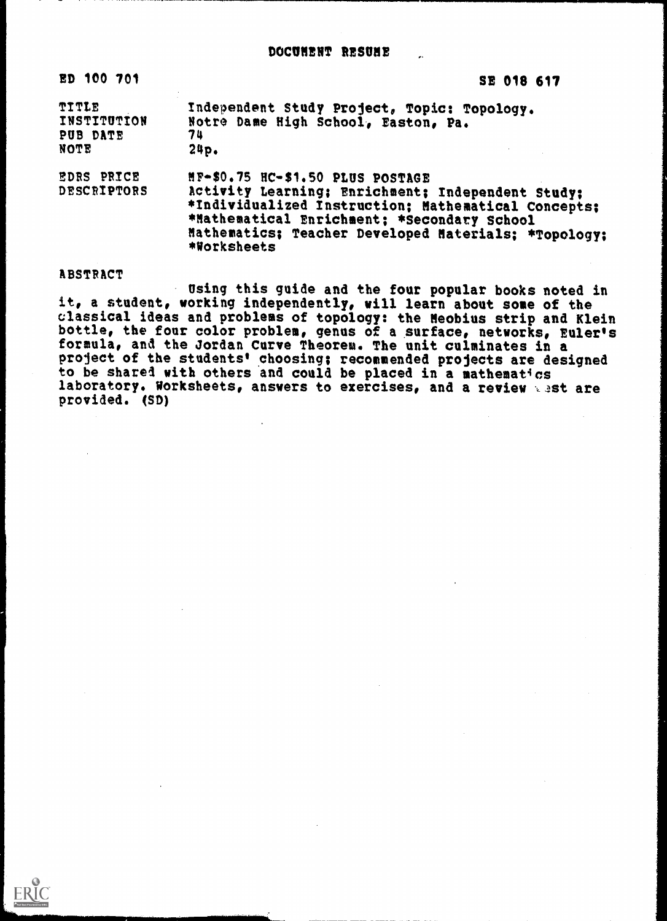# DOCUMENT RESUME

| | |
|---|---|
| ED 100 701 | SE 018 617 |
| TITLE | Independent Study Project, Topic: Topology. |
| INSTITUTION | Notre Dame High School, Easton, Pa. |
| PUB DATE | 74 |
| NOTE | 24p. |
| EDRS PRICE | MF-$0.75 HC-$1.50 PLUS POSTAGE |
| DESCRIPTORS | Activity Learning; Enrichment; Independent Study; *Individualized Instruction; Mathematical Concepts; *Mathematical Enrichment; *Secondary School Mathematics; Teacher Developed Materials; *Topology; *Worksheets |

## ABSTRACT

Using this guide and the four popular books noted in it, a student, working independently, will learn about some of the classical ideas and problems of topology: the Meobius strip and Klein bottle, the four color problem, genus of a surface, networks, Euler's formula, and the Jordan Curve Theorem. The unit culminates in a project of the students' choosing; recommended projects are designed to be shared with others and could be placed in a mathematics laboratory. Worksheets, answers to exercises, and a review test are provided. (SD)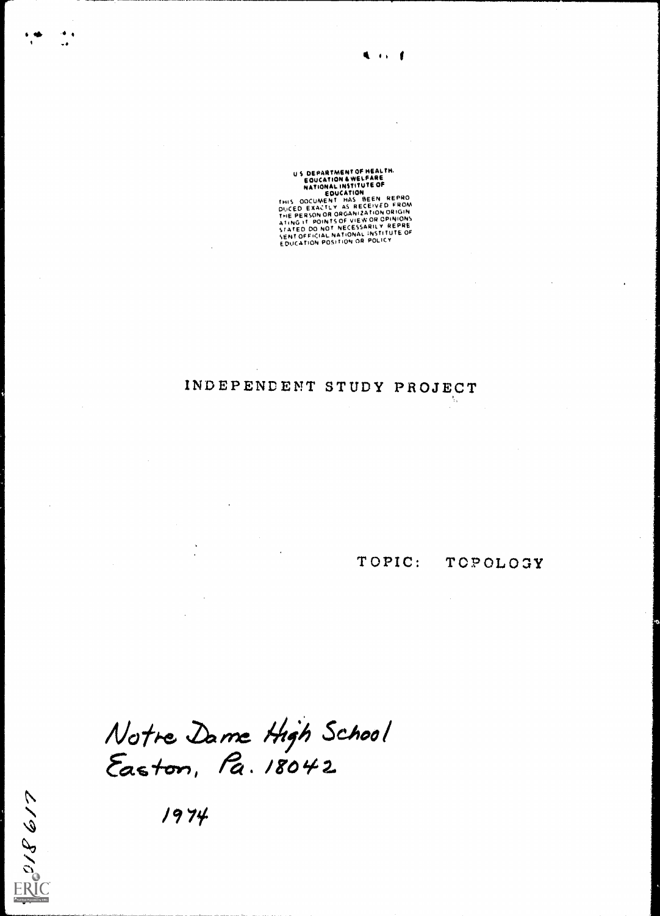U S DEPARTMENT OF HEALTH,
EDUCATION & WELFARE
NATIONAL INSTITUTE OF
EDUCATION

THIS DOCUMENT HAS BEEN REPRODUCED EXACTLY AS RECEIVED FROM THE PERSON OR ORGANIZATION ORIGINATING IT. POINTS OF VIEW OR OPINIONS STATED DO NOT NECESSARILY REPRESENT OFFICIAL NATIONAL INSTITUTE OF EDUCATION POSITION OR POLICY

# INDEPENDENT STUDY PROJECT

TOPIC: TOPOLOGY

Notre Dame High School
Easton, Pa. 18042

1974

018617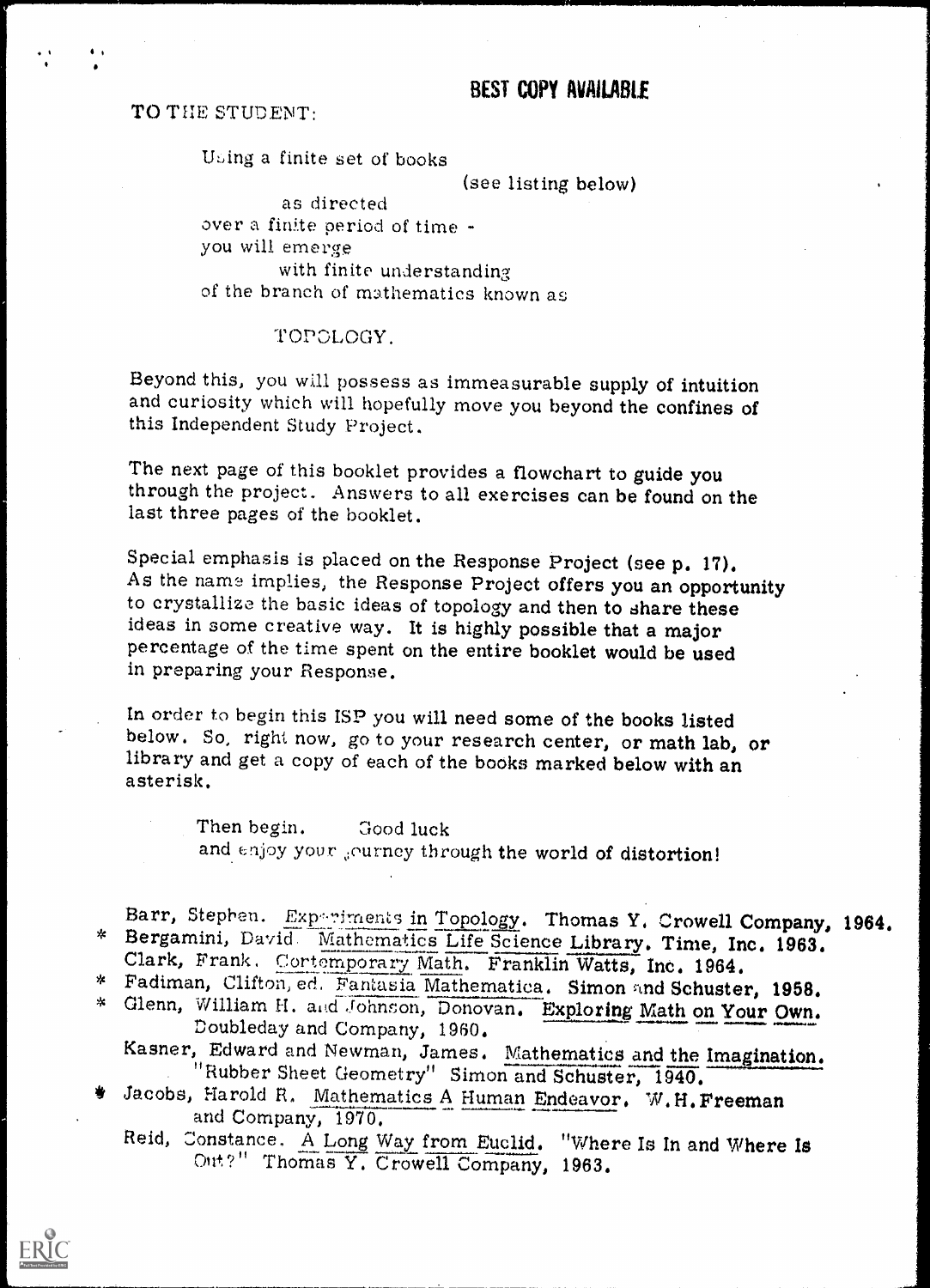BEST COPY AVAILABLE

TO THE STUDENT:

Using a finite set of books
(see listing below)
as directed
over a finite period of time -
you will emerge
with finite understanding
of the branch of mathematics known as

TOPOLOGY.

Beyond this, you will possess as immeasurable supply of intuition and curiosity which will hopefully move you beyond the confines of this Independent Study Project.

The next page of this booklet provides a flowchart to guide you through the project. Answers to all exercises can be found on the last three pages of the booklet.

Special emphasis is placed on the Response Project (see p. 17). As the name implies, the Response Project offers you an opportunity to crystallize the basic ideas of topology and then to share these ideas in some creative way. It is highly possible that a major percentage of the time spent on the entire booklet would be used in preparing your Response.

In order to begin this ISP you will need some of the books listed below. So, right now, go to your research center, or math lab, or library and get a copy of each of the books marked below with an asterisk.

Then begin. Good luck
and enjoy your journey through the world of distortion!

Barr, Stephen. Experiments in Topology. Thomas Y. Crowell Company, 1964.
* Bergamini, David. Mathematics Life Science Library. Time, Inc. 1963.
Clark, Frank. Contemporary Math. Franklin Watts, Inc. 1964.
* Fadiman, Clifton, ed. Fantasia Mathematica. Simon and Schuster, 1958.
* Glenn, William H. and Johnson, Donovan. Exploring Math on Your Own. Doubleday and Company, 1960.
Kasner, Edward and Newman, James. Mathematics and the Imagination. "Rubber Sheet Geometry" Simon and Schuster, 1940.
* Jacobs, Harold R. Mathematics A Human Endeavor. W.H. Freeman and Company, 1970.
Reid, Constance. A Long Way from Euclid. "Where Is In and Where Is Out?" Thomas Y. Crowell Company, 1963.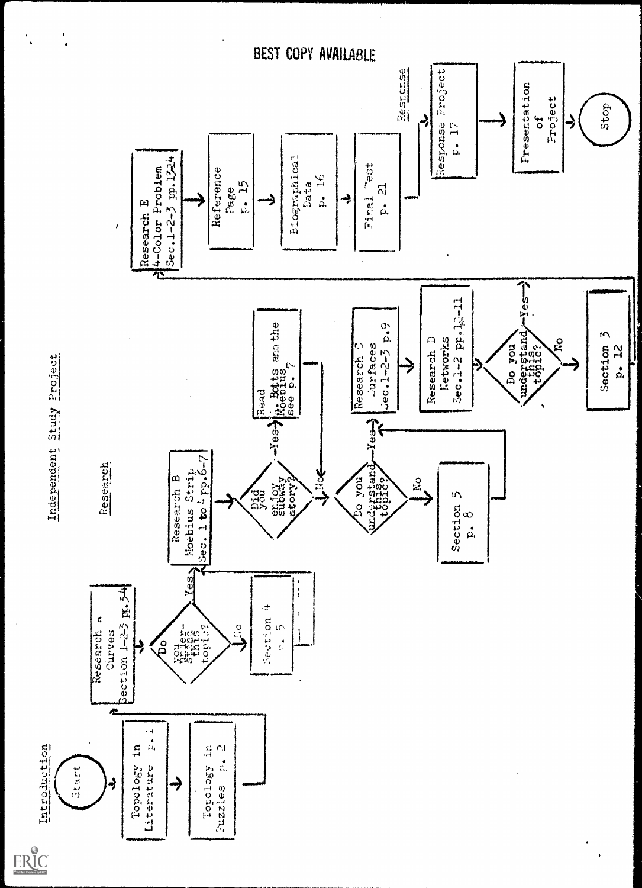BEST COPY AVAILABLE

# Independent Study Project

**Introduction**

- Start
- → Topology in Literature p. 1
- → Topology in Puzzles p. 2

**Research**

- → Research A Curves Section 1-2-3 pp. 3-4
- → Do you understand this topic?
  - No → Section 4 p. 5 → Research B
  - Yes → Research B
- → Research B Moebius Strip Sec. 1 to 4 pp. 6-7
- → Did you enjoy subway story?
  - Yes → Read Mr. Botts and the Moebius see p. 7 → Do you understand this topic?
  - No → Do you understand this topic?
- → Do you understand this topic?
  - No → Section 5 p. 8 → Research C
  - Yes → Research C
- → Research C Surfaces Sec. 1-2-3 p. 9
- → Research D Networks Sec. 1-2 pp. 10-11
- → Do you understand this topic?
  - No → Section 3 p. 12 → Research E
  - Yes → Research E
- → Research E 4-Color Problem Sec. 1-2-3 pp. 13-14
- → Reference Page p. 15
- → Biographical Data p. 16
- → Final Test p. 21

**Response**

- → Response Project p. 17
- → Presentation of Project
- → Stop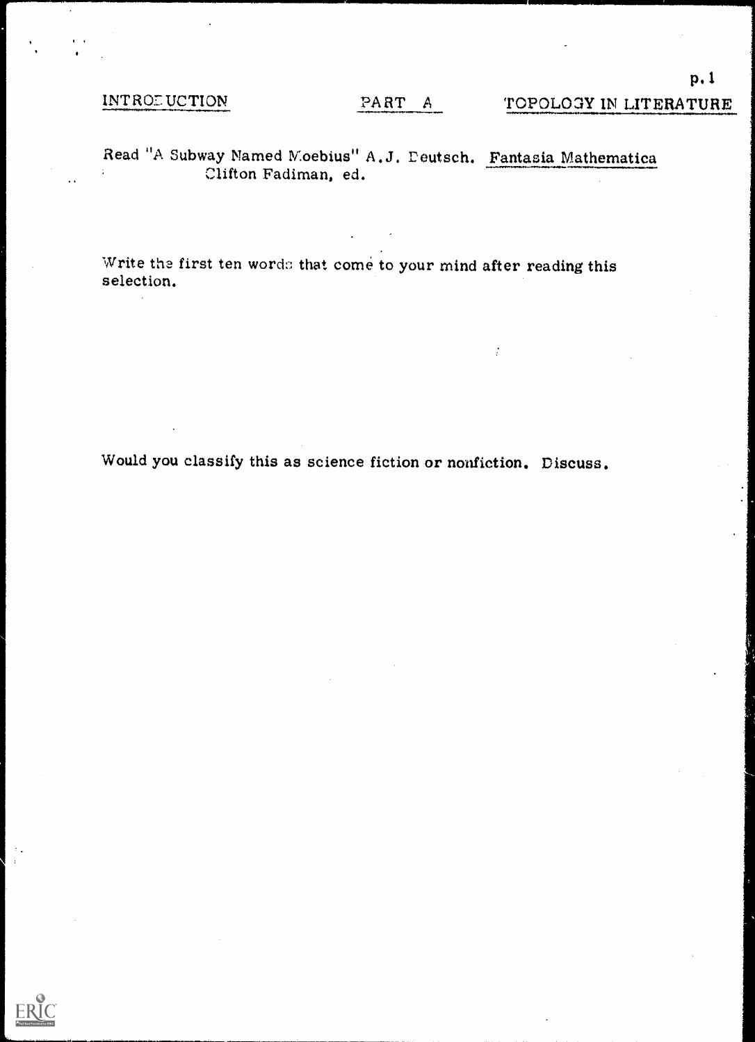INTRODUCTION PART A TOPOLOGY IN LITERATURE

Read "A Subway Named Moebius" A.J. Deutsch. Fantasia Mathematica
Clifton Fadiman, ed.

Write the first ten words that come to your mind after reading this selection.

Would you classify this as science fiction or nonfiction. Discuss.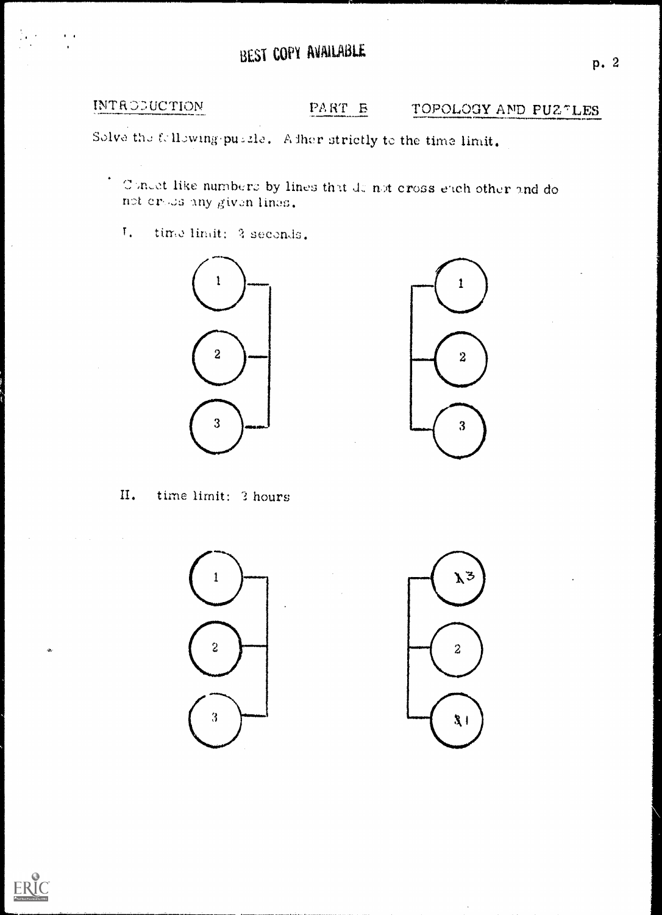BEST COPY AVAILABLE

INTRODUCTION    PART B    TOPOLOGY AND PUZZLES

Solve the following puzzle. Adher strictly to the time limit.

- Connect like numbers by lines that do not cross each other and do not cross any given lines.

I. time limit: 3 seconds.

1 2 3    1 2 3

II. time limit: 3 hours

1 2 3    3 2 1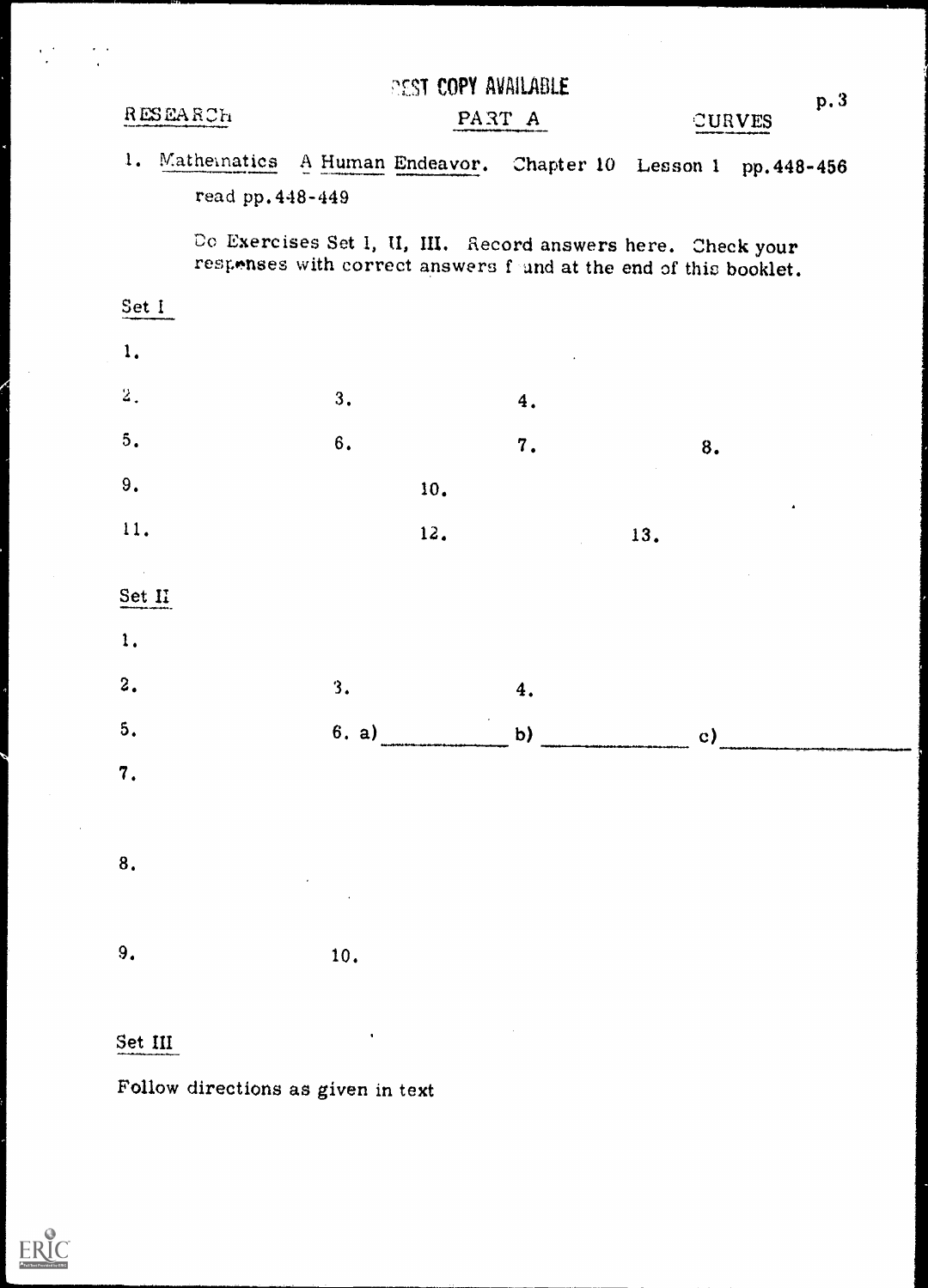BEST COPY AVAILABLE

RESEARCH — PART A — CURVES

1. Mathematics A Human Endeavor. Chapter 10 Lesson 1 pp. 448-456

   read pp. 448-449

   Do Exercises Set I, II, III. Record answers here. Check your responses with correct answers found at the end of this booklet.

Set I

1.

2. 3. 4.

5. 6. 7. 8.

9. 10.

11. 12. 13.

Set II

1.

2. 3. 4.

5. 6. a) ____________ b) ____________ c) ____________

7.

8.

9. 10.

Set III

Follow directions as given in text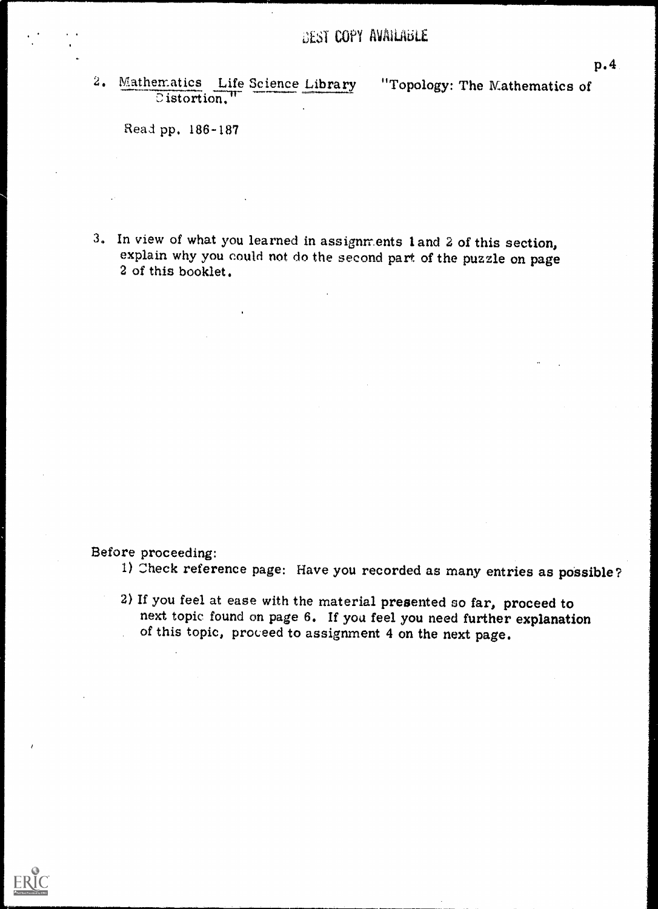2. Mathematics Life Science Library "Topology: The Mathematics of Distortion."

   Read pp. 186-187

3. In view of what you learned in assignments 1 and 2 of this section, explain why you could not do the second part of the puzzle on page 2 of this booklet.

Before proceeding:

1) Check reference page: Have you recorded as many entries as possible?

2) If you feel at ease with the material presented so far, proceed to next topic found on page 6. If you feel you need further explanation of this topic, proceed to assignment 4 on the next page.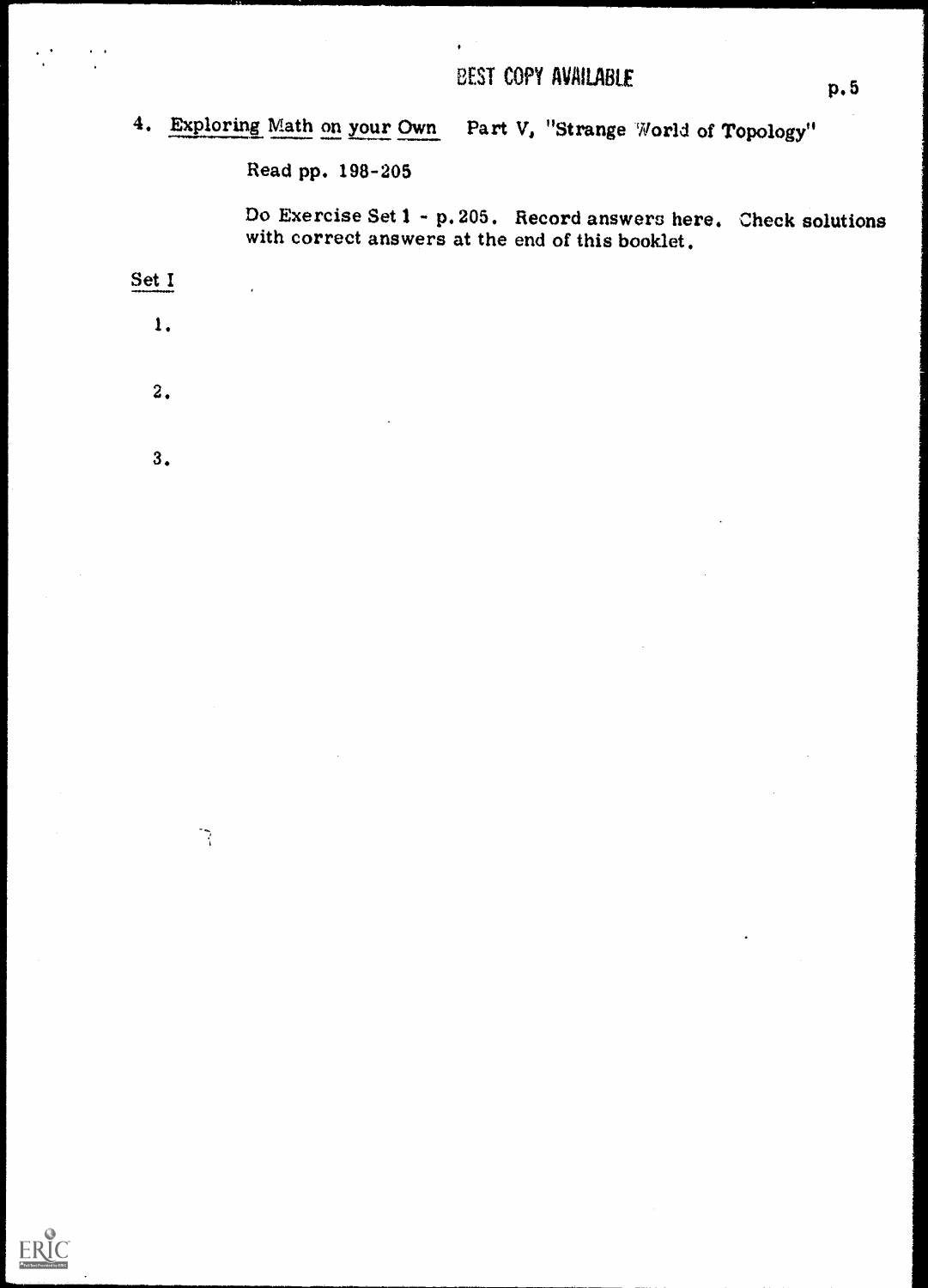BEST COPY AVAILABLE

4. Exploring Math on your Own  Part V, "Strange World of Topology"

Read pp. 198-205

Do Exercise Set 1 - p. 205. Record answers here. Check solutions with correct answers at the end of this booklet.

Set I

1.

2.

3.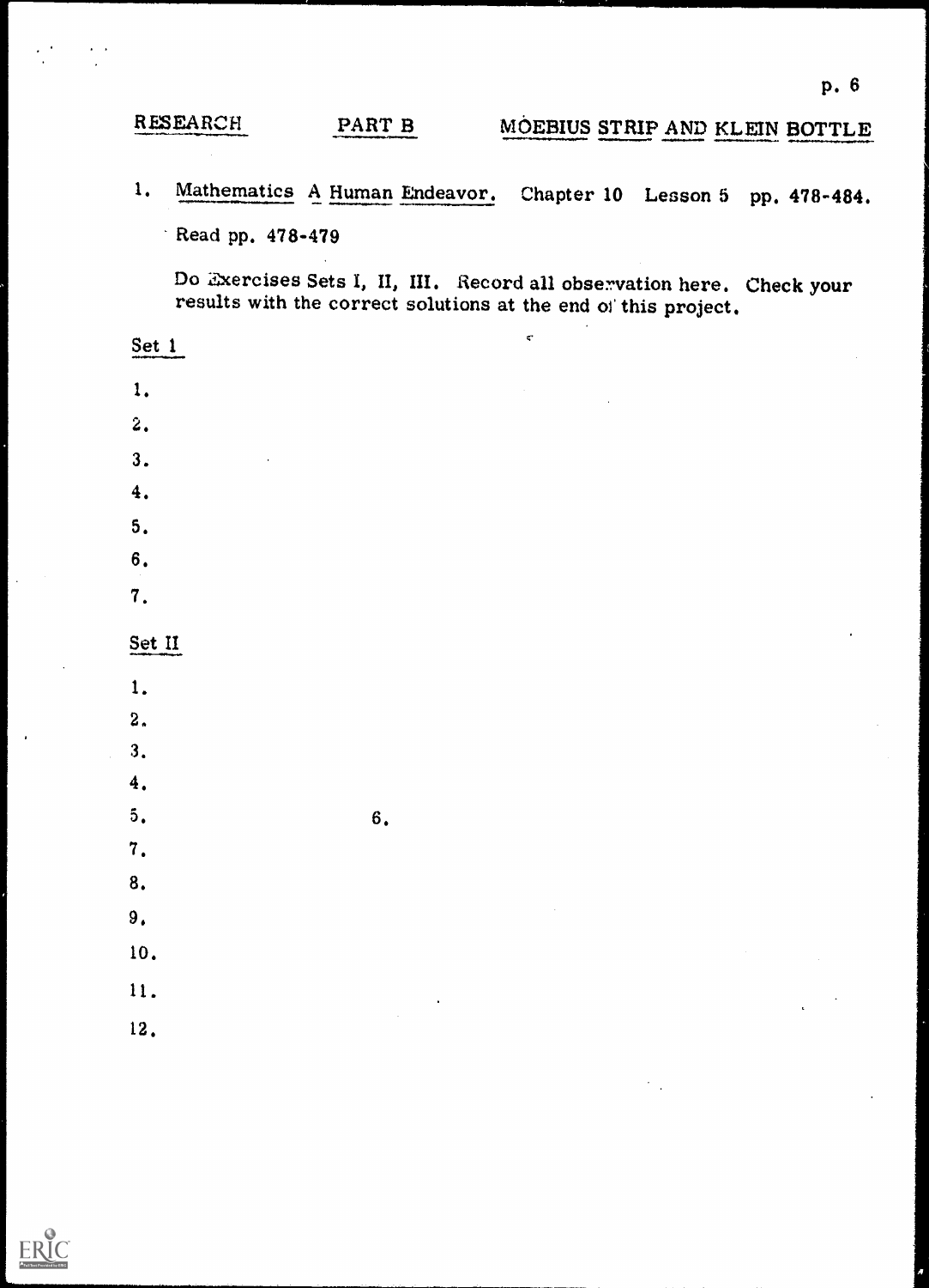RESEARCH &emsp; PART B &emsp; MOEBIUS STRIP AND KLEIN BOTTLE

1. Mathematics A Human Endeavor. Chapter 10 Lesson 5 pp. 478-484.

   Read pp. 478-479

   Do Exercises Sets I, II, III. Record all observation here. Check your results with the correct solutions at the end of this project.

Set 1

1.
2.
3.
4.
5.
6.
7.

Set II

1.
2.
3.
4.
5. &emsp; 6.
7.
8.
9.
10.
11.
12.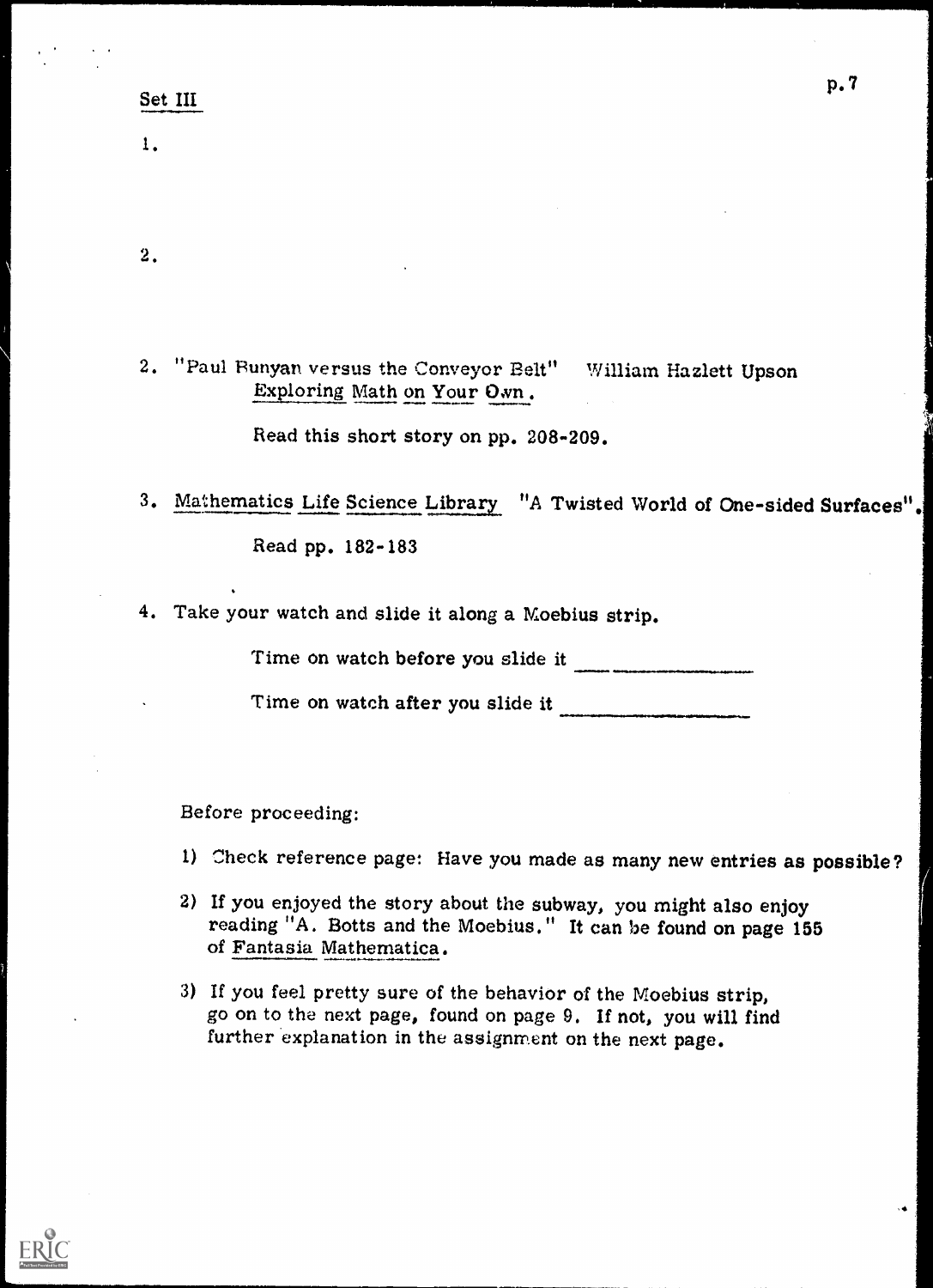Set III

1.

2.

2. "Paul Bunyan versus the Conveyor Belt"  William Hazlett Upson
   Exploring Math on Your Own.

   Read this short story on pp. 208-209.

3. Mathematics Life Science Library  "A Twisted World of One-sided Surfaces".

   Read pp. 182-183

4. Take your watch and slide it along a Moebius strip.

   Time on watch before you slide it ________________

   Time on watch after you slide it ________________

Before proceeding:

1) Check reference page: Have you made as many new entries as possible?

2) If you enjoyed the story about the subway, you might also enjoy reading "A. Botts and the Moebius." It can be found on page 155 of Fantasia Mathematica.

3) If you feel pretty sure of the behavior of the Moebius strip, go on to the next page, found on page 9. If not, you will find further explanation in the assignment on the next page.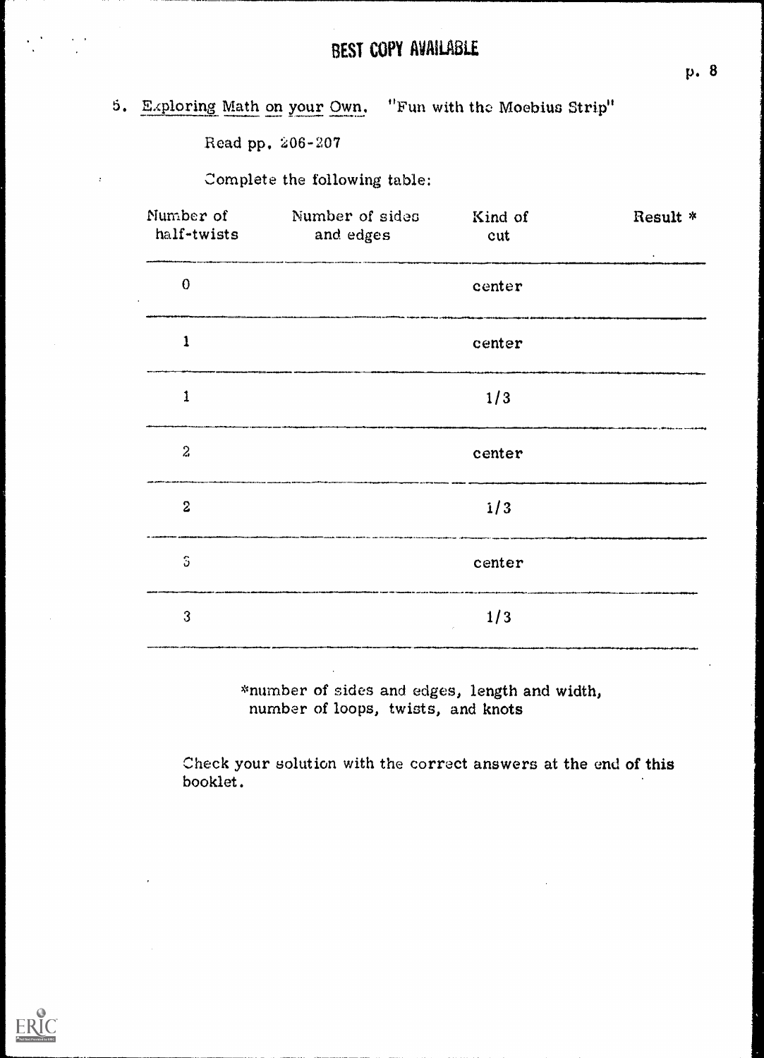5. Exploring Math on your Own. "Fun with the Moebius Strip"

Read pp. 206-207

Complete the following table:

| Number of half-twists | Number of sides and edges | Kind of cut | Result * |
|---|---|---|---|
| 0 | | center | |
| 1 | | center | |
| 1 | | 1/3 | |
| 2 | | center | |
| 2 | | 1/3 | |
| 3 | | center | |
| 3 | | 1/3 | |

*number of sides and edges, length and width, number of loops, twists, and knots

Check your solution with the correct answers at the end of this booklet.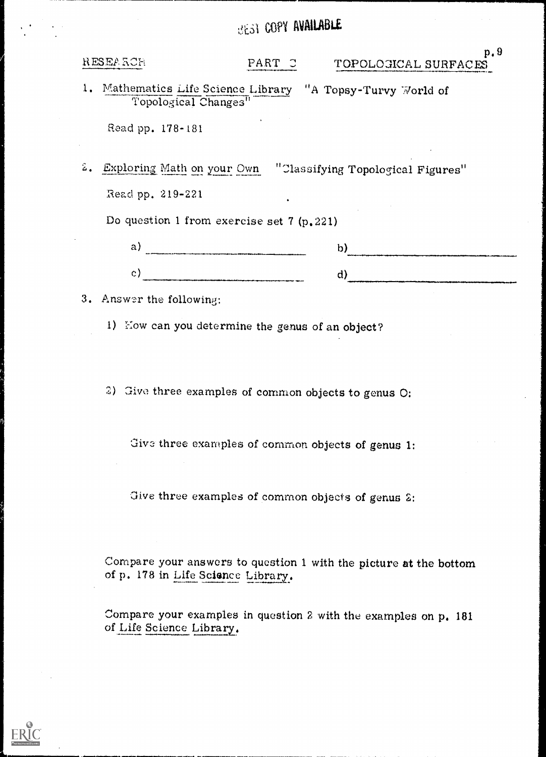BEST COPY AVAILABLE

RESEARCH PART C TOPOLOGICAL SURFACES

1. Mathematics Life Science Library "A Topsy-Turvy World of Topological Changes"

   Read pp. 178-181

2. Exploring Math on your Own "Classifying Topological Figures"

   Read pp. 219-221

   Do question 1 from exercise set 7 (p. 221)

   a) \_\_\_\_\_\_\_\_\_\_\_\_\_\_\_\_\_\_\_\_ b) \_\_\_\_\_\_\_\_\_\_\_\_\_\_\_\_\_\_\_\_

   c) \_\_\_\_\_\_\_\_\_\_\_\_\_\_\_\_\_\_\_\_ d) \_\_\_\_\_\_\_\_\_\_\_\_\_\_\_\_\_\_\_\_

3. Answer the following:

   1) How can you determine the genus of an object?

   2) Give three examples of common objects to genus 0:

      Give three examples of common objects of genus 1:

      Give three examples of common objects of genus 2:

   Compare your answers to question 1 with the picture at the bottom of p. 178 in Life Science Library.

   Compare your examples in question 2 with the examples on p. 181 of Life Science Library.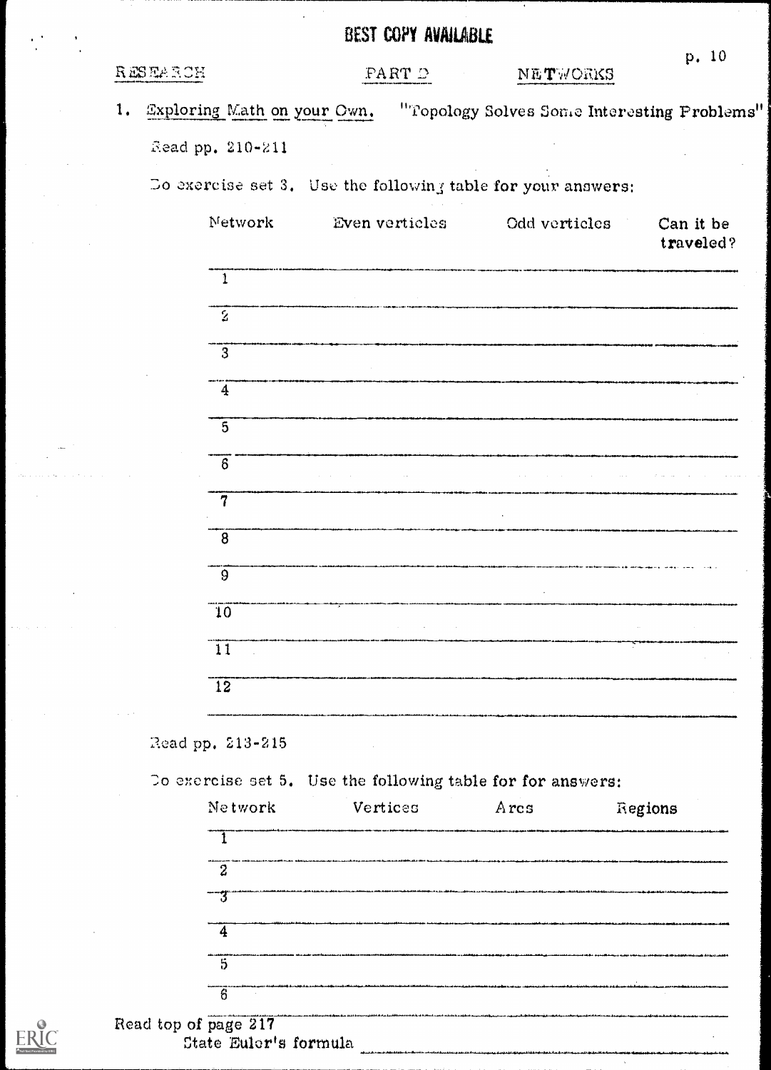BEST COPY AVAILABLE

RESEARCH — PART D — NETWORKS

1. Exploring Math on your Own. "Topology Solves Some Interesting Problems"

   Read pp. 210-211

   Do exercise set 3. Use the following table for your answers:

| Network | Even verticles | Odd verticles | Can it be traveled? |
|---|---|---|---|
| 1 | | | |
| 2 | | | |
| 3 | | | |
| 4 | | | |
| 5 | | | |
| 6 | | | |
| 7 | | | |
| 8 | | | |
| 9 | | | |
| 10 | | | |
| 11 | | | |
| 12 | | | |

   Read pp. 213-215

   Do exercise set 5. Use the following table for for answers:

| Network | Vertices | Arcs | Regions |
|---|---|---|---|
| 1 | | | |
| 2 | | | |
| 3 | | | |
| 4 | | | |
| 5 | | | |
| 6 | | | |

Read top of page 217

State Euler's formula ______________________________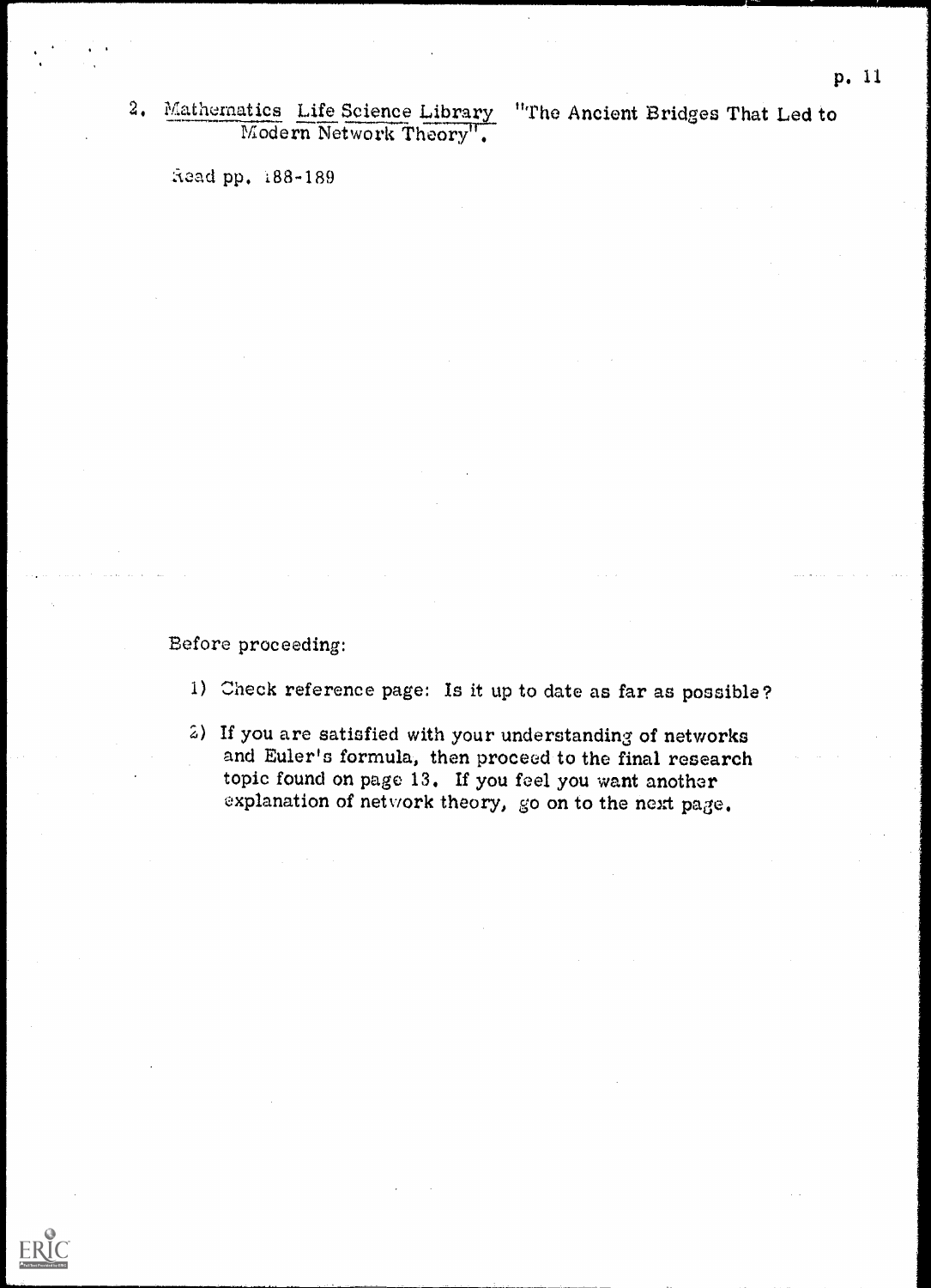2. Mathematics Life Science Library "The Ancient Bridges That Led to Modern Network Theory".

Read pp. 188-189

Before proceeding:

1) Check reference page: Is it up to date as far as possible?

2) If you are satisfied with your understanding of networks and Euler's formula, then proceed to the final research topic found on page 13. If you feel you want another explanation of network theory, go on to the next page.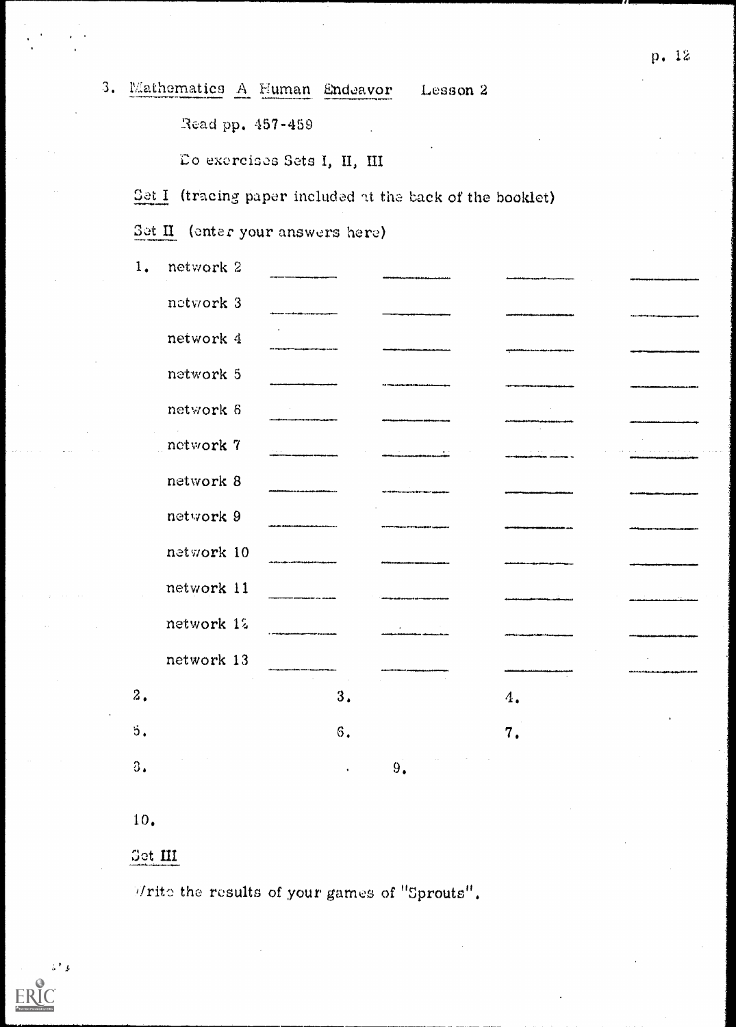3. Mathematics A Human Endeavor Lesson 2

Read pp. 457-459

Do exercises Sets I, II, III

Set I (tracing paper included at the back of the booklet)

Set II (enter your answers here)

| 1. | | | | |
|---|---|---|---|---|
| network 2 | ______ | ______ | ______ | ______ |
| network 3 | ______ | ______ | ______ | ______ |
| network 4 | ______ | ______ | ______ | ______ |
| network 5 | ______ | ______ | ______ | ______ |
| network 6 | ______ | ______ | ______ | ______ |
| network 7 | ______ | ______ | ______ | ______ |
| network 8 | ______ | ______ | ______ | ______ |
| network 9 | ______ | ______ | ______ | ______ |
| network 10 | ______ | ______ | ______ | ______ |
| network 11 | ______ | ______ | ______ | ______ |
| network 12 | ______ | ______ | ______ | ______ |
| network 13 | ______ | ______ | ______ | ______ |

2. 3. 4.

5. 6. 7.

8. 9.

10.

Set III

Write the results of your games of "Sprouts".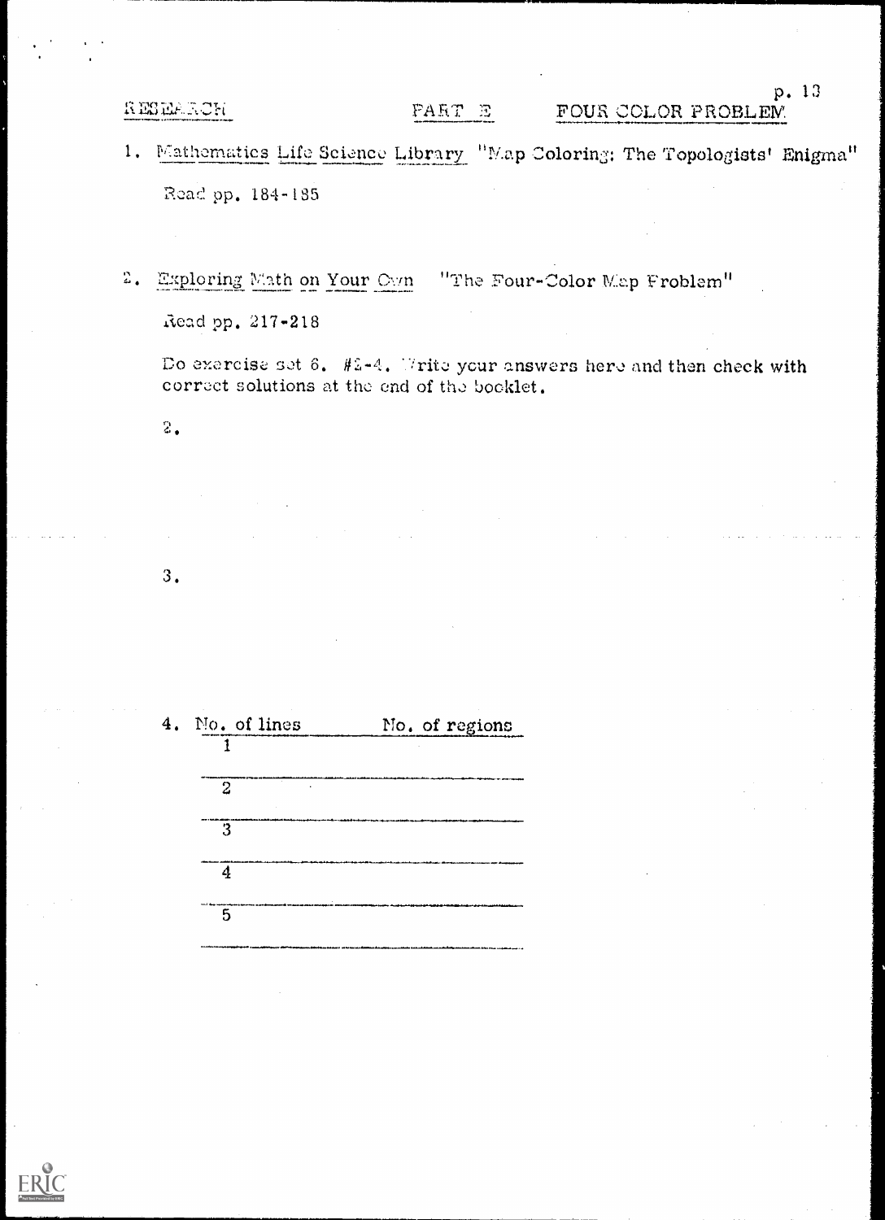RESEARCH  PART E  FOUR COLOR PROBLEM

1. Mathematics Life Science Library "Map Coloring: The Topologists' Enigma"

   Read pp. 184-185

2. Exploring Math on Your Own "The Four-Color Map Problem"

   Read pp. 217-218

   Do exercise set 6, #2-4. Write your answers here and then check with correct solutions at the end of the booklet.

   2.

   3.

   4.

| No. of lines | No. of regions |
|---|---|
| 1 | |
| 2 | |
| 3 | |
| 4 | |
| 5 | |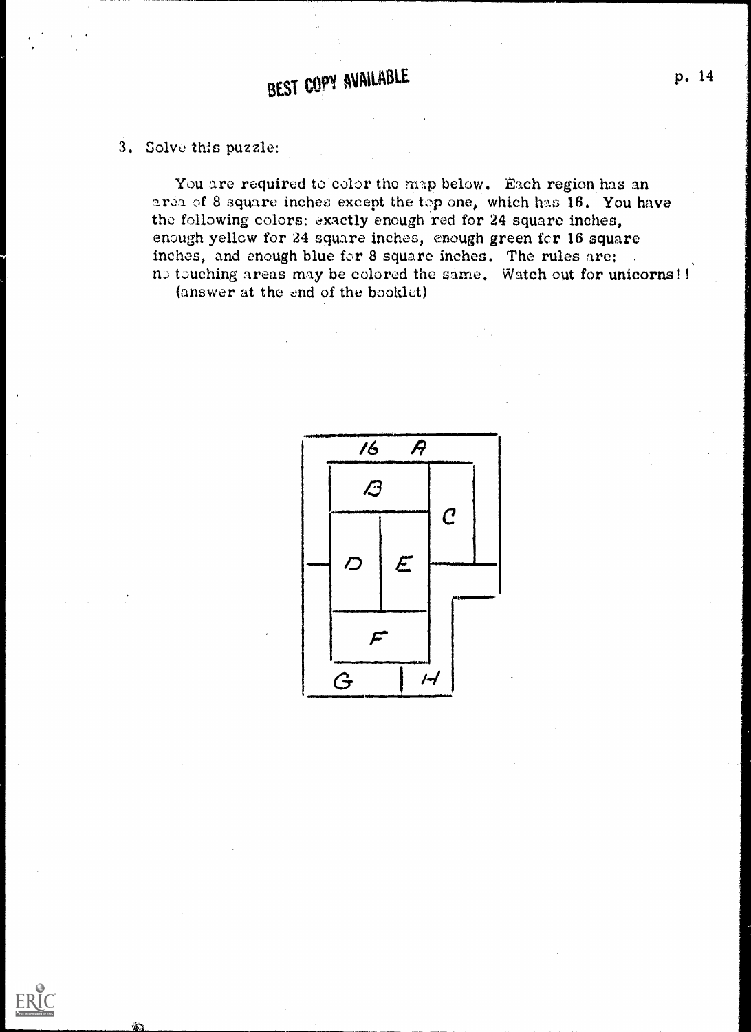3. Solve this puzzle:

You are required to color the map below. Each region has an area of 8 square inches except the top one, which has 16. You have the following colors: exactly enough red for 24 square inches, enough yellow for 24 square inches, enough green for 16 square inches, and enough blue for 8 square inches. The rules are: no touching areas may be colored the same. Watch out for **unicorns**!!
(answer at the end of the booklet)

16 A

B

C

D E

F

G H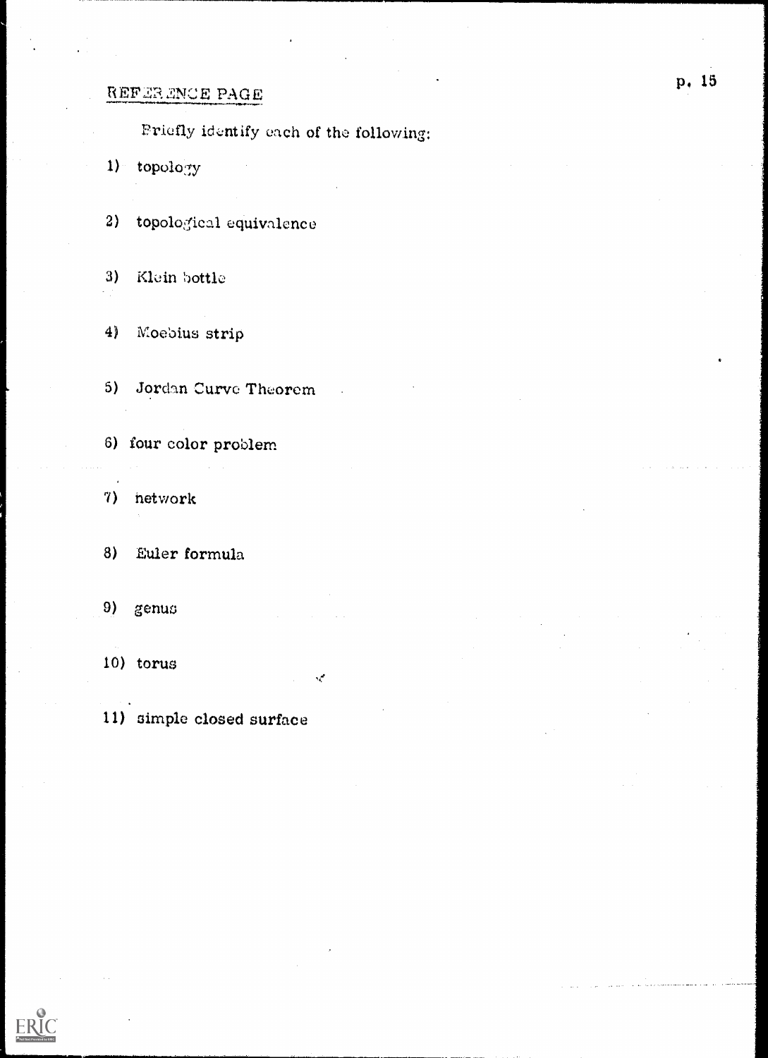## REFERENCE PAGE

Briefly identify each of the following:

1) topology

2) topological equivalence

3) Klein bottle

4) Moebius strip

5) Jordan Curve Theorem

6) four color problem

7) network

8) Euler formula

9) genus

10) torus

11) simple closed surface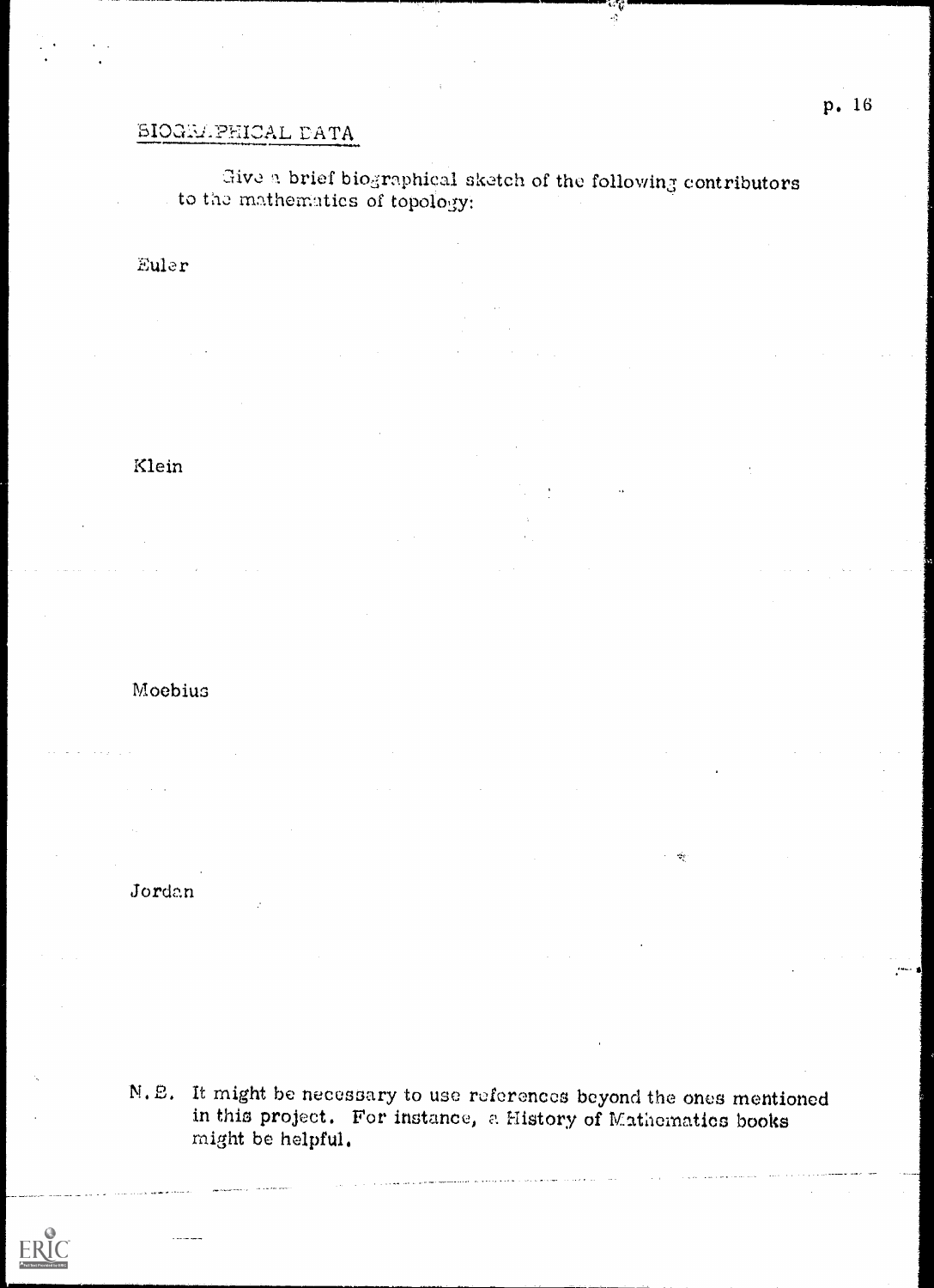## BIOGRAPHICAL DATA

Give a brief biographical sketch of the following contributors to the mathematics of topology:

Euler

Klein

Moebius

Jordan

N.B. It might be necessary to use references beyond the ones mentioned in this project. For instance, a History of Mathematics books might be helpful.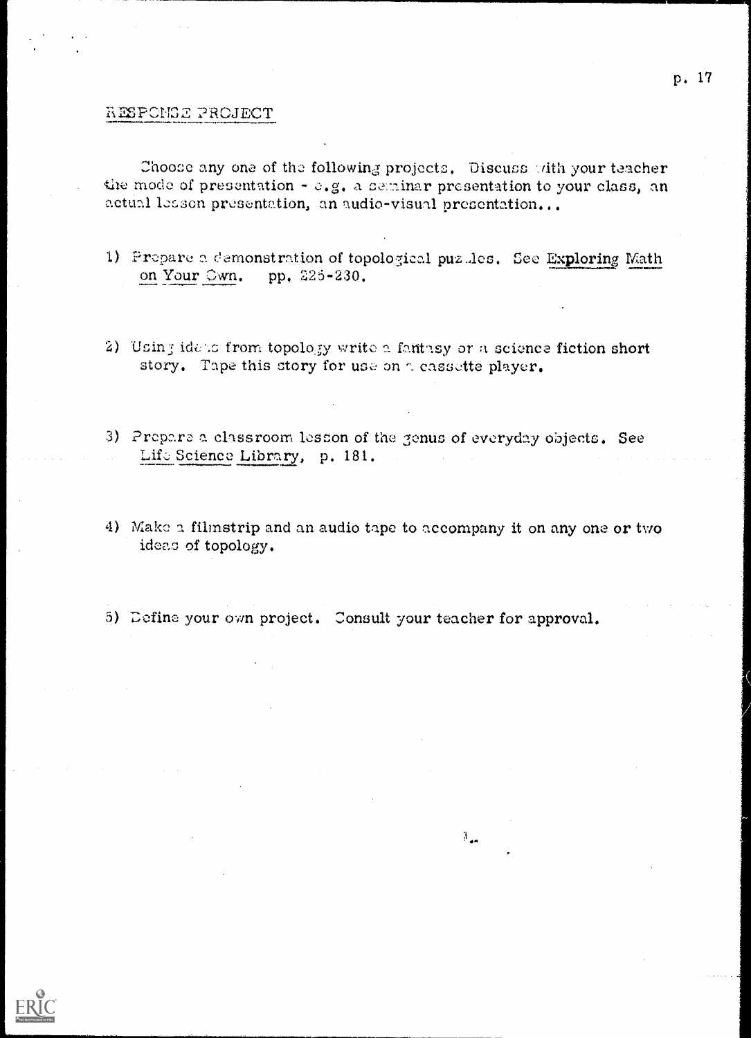## RESPONSE PROJECT

Choose any one of the following projects. Discuss with your teacher the mode of presentation - e.g. a seminar presentation to your class, an actual lesson presentation, an audio-visual presentation...

1) Prepare a demonstration of topological puzzles. See <u>Exploring Math on Your Own</u>, pp. 226-230.

2) Using ideas from topology write a fantasy or a science fiction short story. Tape this story for use on a cassette player.

3) Prepare a classroom lesson of the genus of everyday objects. See <u>Life Science Library</u>, p. 181.

4) Make a filmstrip and an audio tape to accompany it on any one or two ideas of topology.

5) Define your own project. Consult your teacher for approval.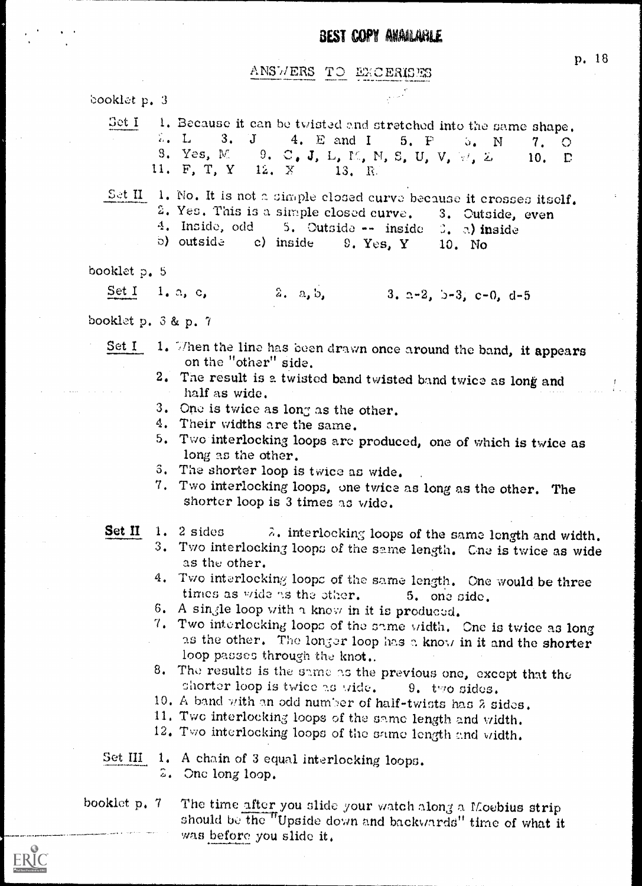BEST COPY AVAILABLE

## ANSWERS TO EXCERISES

booklet p. 3

Set I 1. Because it can be twisted and stretched into the same shape.
2. L 3. J 4. E and I 5. P 6. N 7. O
8. Yes, M 9. C, J, L, M, N, S, U, V, W, Z 10. D
11. F, T, Y 12. X 13. R

Set II 1. No. It is not a simple closed curve because it crosses itself.
2. Yes. This is a simple closed curve. 3. Outside, even
4. Inside, odd 5. Outside -- inside 6. a) inside
b) outside c) inside 9. Yes, Y 10. No

booklet p. 5

Set I 1. a, c, 2. a, b, 3. a-2, b-3, c-0, d-5

booklet p. 6 & p. 7

Set I
1. When the line has been drawn once around the band, it appears on the "other" side.
2. The result is a twisted band twisted band twice as long and half as wide.
3. One is twice as long as the other.
4. Their widths are the same.
5. Two interlocking loops are produced, one of which is twice as long as the other.
6. The shorter loop is twice as wide.
7. Two interlocking loops, one twice as long as the other. The shorter loop is 3 times as wide.

**Set II**
1. 2 sides 2. interlocking loops of the same length and width.
3. Two interlocking loops of the same length. One is twice as wide as the other.
4. Two interlocking loops of the same length. One would be three times as wide as the other. 5. one side.
6. A single loop with a know in it is produced.
7. Two interlocking loops of the same width. One is twice as long as the other. The longer loop has a know in it and the shorter loop passes through the knot..
8. The results is the same as the previous one, except that the shorter loop is twice as wide. 9. two sides.
10. A band with an odd number of half-twists has 2 sides.
11. Two interlocking loops of the same length and width.
12. Two interlocking loops of the same length and width.

Set III
1. A chain of 3 equal interlocking loops.
2. One long loop.

booklet p. 7 The time after you slide your watch along a Moebius strip should be the "Upside down and backwards" time of what it was before you slide it.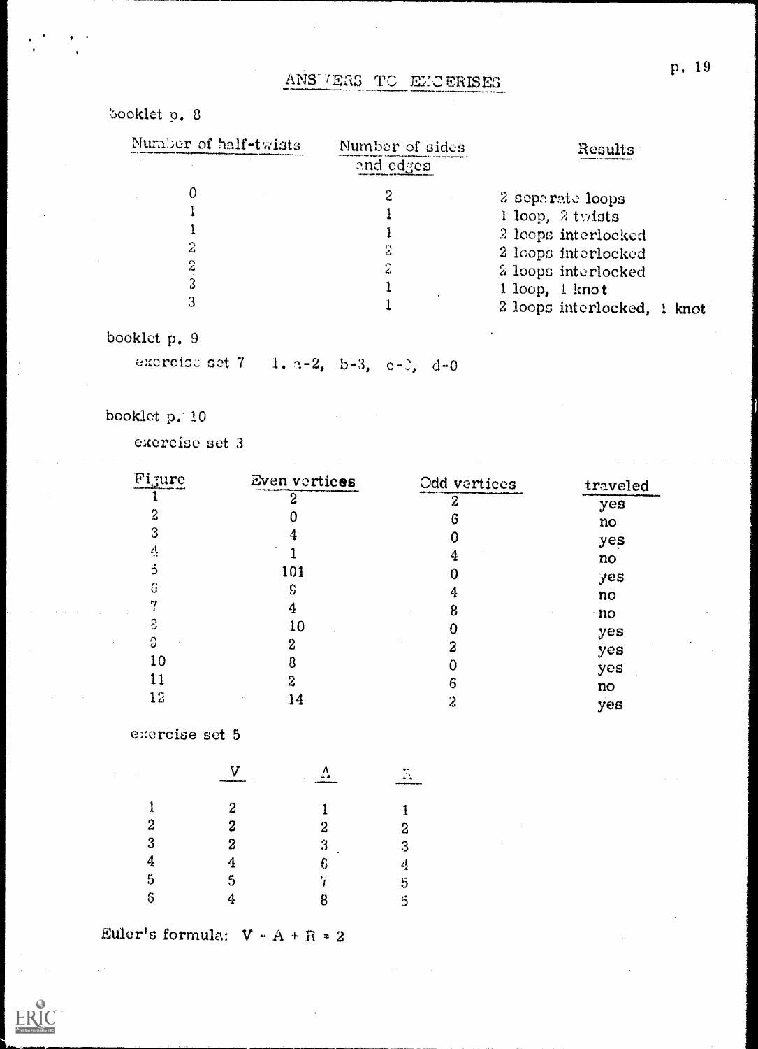# ANSWERS TO EXCERISES

booklet p. 8

| Number of half-twists | Number of sides and edges | Results |
|---|---|---|
| 0 | 2 | 2 separate loops |
| 1 | 1 | 1 loop, 2 twists |
| 1 | 1 | 2 loops interlocked |
| 2 | 2 | 2 loops interlocked |
| 2 | 2 | 2 loops interlocked |
| 3 | 1 | 1 loop, 1 knot |
| 3 | 1 | 2 loops interlocked, 1 knot |

booklet p. 9

exercise set 7 1. a-2, b-3, c-2, d-0

booklet p. 10

exercise set 3

| Figure | Even vertices | Odd vertices | traveled |
|---|---|---|---|
| 1 | 2 | 2 | yes |
| 2 | 0 | 6 | no |
| 3 | 4 | 0 | yes |
| 4 | 1 | 4 | no |
| 5 | 101 | 0 | yes |
| 6 | 9 | 4 | no |
| 7 | 4 | 8 | no |
| 8 | 10 | 0 | yes |
| 9 | 2 | 2 | yes |
| 10 | 8 | 0 | yes |
| 11 | 2 | 6 | no |
| 12 | 14 | 2 | yes |

exercise set 5

| | V | A | R |
|---|---|---|---|
| 1 | 2 | 1 | 1 |
| 2 | 2 | 2 | 2 |
| 3 | 2 | 3 | 3 |
| 4 | 4 | 6 | 4 |
| 5 | 5 | 7 | 5 |
| 6 | 4 | 8 | 5 |

Euler's formula: $V - A + R = 2$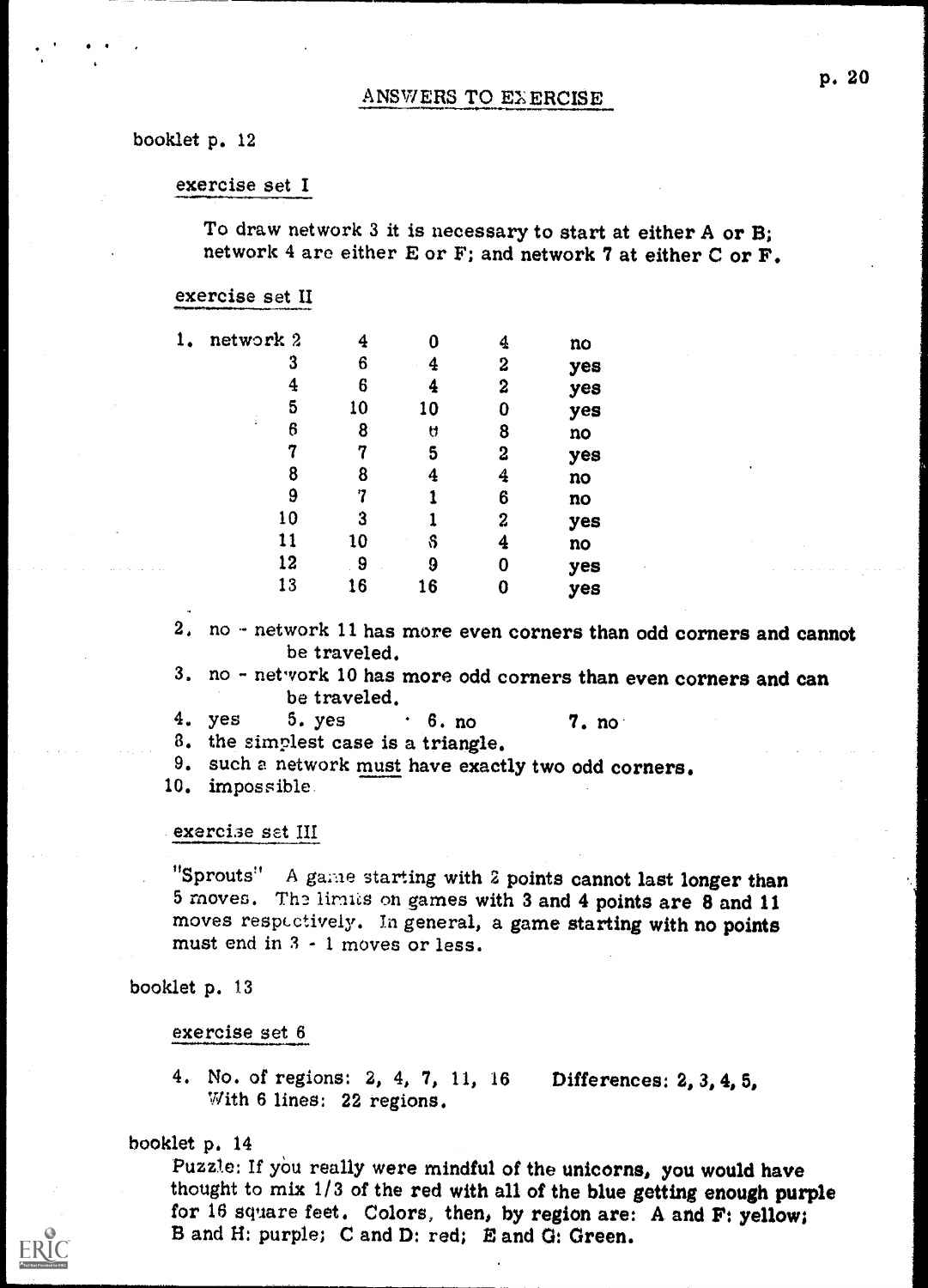## ANSWERS TO EXERCISE

booklet p. 12

exercise set I

To draw network 3 it is necessary to start at either A or B; network 4 are either E or F; and network 7 at either C or F.

exercise set II

1.

| network | | | | |
|---|---|---|---|---|
| 2 | 4 | 0 | 4 | no |
| 3 | 6 | 4 | 2 | yes |
| 4 | 6 | 4 | 2 | yes |
| 5 | 10 | 10 | 0 | yes |
| 6 | 8 | 0 | 8 | no |
| 7 | 7 | 5 | 2 | yes |
| 8 | 8 | 4 | 4 | no |
| 9 | 7 | 1 | 6 | no |
| 10 | 3 | 1 | 2 | yes |
| 11 | 10 | 6 | 4 | no |
| 12 | 9 | 9 | 0 | yes |
| 13 | 16 | 16 | 0 | yes |

2. no - network 11 has more even corners than odd corners and cannot be traveled.
3. no - network 10 has more odd corners than even corners and can be traveled.
4. yes  5. yes  6. no  7. no
8. the simplest case is a triangle.
9. such a network must have exactly two odd corners.
10. impossible.

exercise set III

"Sprouts" A game starting with 2 points cannot last longer than 5 moves. The limits on games with 3 and 4 points are 8 and 11 moves respectively. In general, a game starting with no points must end in 3 - 1 moves or less.

booklet p. 13

exercise set 6

4. No. of regions: 2, 4, 7, 11, 16  Differences: 2, 3, 4, 5, With 6 lines: 22 regions.

booklet p. 14

Puzzle: If you really were mindful of the unicorns, you would have thought to mix 1/3 of the red with all of the blue getting enough purple for 16 square feet. Colors, then, by region are: A and F: yellow; B and H: purple; C and D: red; E and G: Green.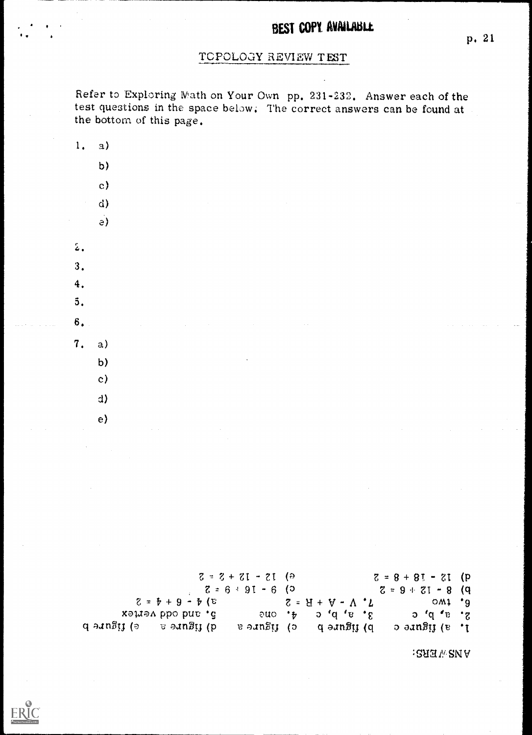## TOPOLOGY REVIEW TEST

Refer to Exploring Math on Your Own pp. 231-232. Answer each of the test questions in the space below. The correct answers can be found at the bottom of this page.

1. a)

   b)

   c)

   d)

   e)

2.

3.

4.

5.

6.

7. a)

   b)

   c)

   d)

   e)

ANSWERS:

1. a) figure c  b) figure b  c) figure a  d) figure a  e) figure b
2. a, b, c  3. a, b, c  4. one  5. and odd vertex
6. two  7. V - A + R = 2  a) 4 - 6 + 4 = 2

b) 8 - 12 + 6 = 2  c) 9 - 16 + 9 = 2

d) 12 - 18 + 8 = 2  e) 12 - 12 + 2 = 2